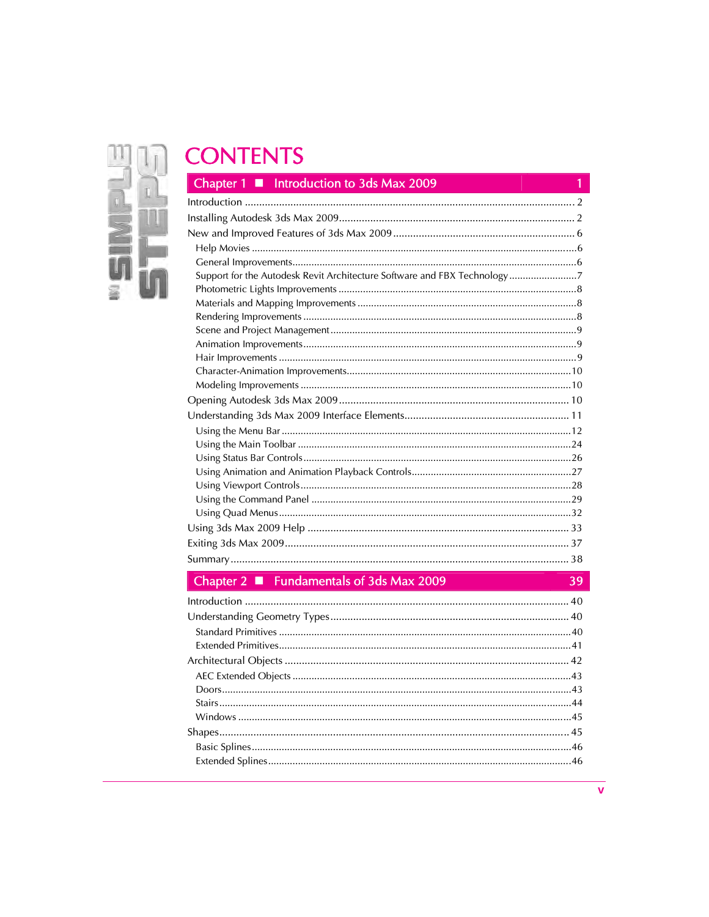# CONTENTS

## Chapter 1 ■ Introduction to 3ds Max 2009 — 1

- Introduction ... 2
- Installing Autodesk 3ds Max 2009 ... 2
- New and Improved Features of 3ds Max 2009 ... 6
  - Help Movies ... 6
  - General Improvements ... 6
  - Support for the Autodesk Revit Architecture Software and FBX Technology ... 7
  - Photometric Lights Improvements ... 8
  - Materials and Mapping Improvements ... 8
  - Rendering Improvements ... 8
  - Scene and Project Management ... 9
  - Animation Improvements ... 9
  - Hair Improvements ... 9
  - Character-Animation Improvements ... 10
  - Modeling Improvements ... 10
- Opening Autodesk 3ds Max 2009 ... 10
- Understanding 3ds Max 2009 Interface Elements ... 11
  - Using the Menu Bar ... 12
  - Using the Main Toolbar ... 24
  - Using Status Bar Controls ... 26
  - Using Animation and Animation Playback Controls ... 27
  - Using Viewport Controls ... 28
  - Using the Command Panel ... 29
  - Using Quad Menus ... 32
- Using 3ds Max 2009 Help ... 33
- Exiting 3ds Max 2009 ... 37
- Summary ... 38

## Chapter 2 ■ Fundamentals of 3ds Max 2009 — 39

- Introduction ... 40
- Understanding Geometry Types ... 40
  - Standard Primitives ... 40
  - Extended Primitives ... 41
- Architectural Objects ... 42
  - AEC Extended Objects ... 43
  - Doors ... 43
  - Stairs ... 44
  - Windows ... 45
- Shapes ... 45
  - Basic Splines ... 46
  - Extended Splines ... 46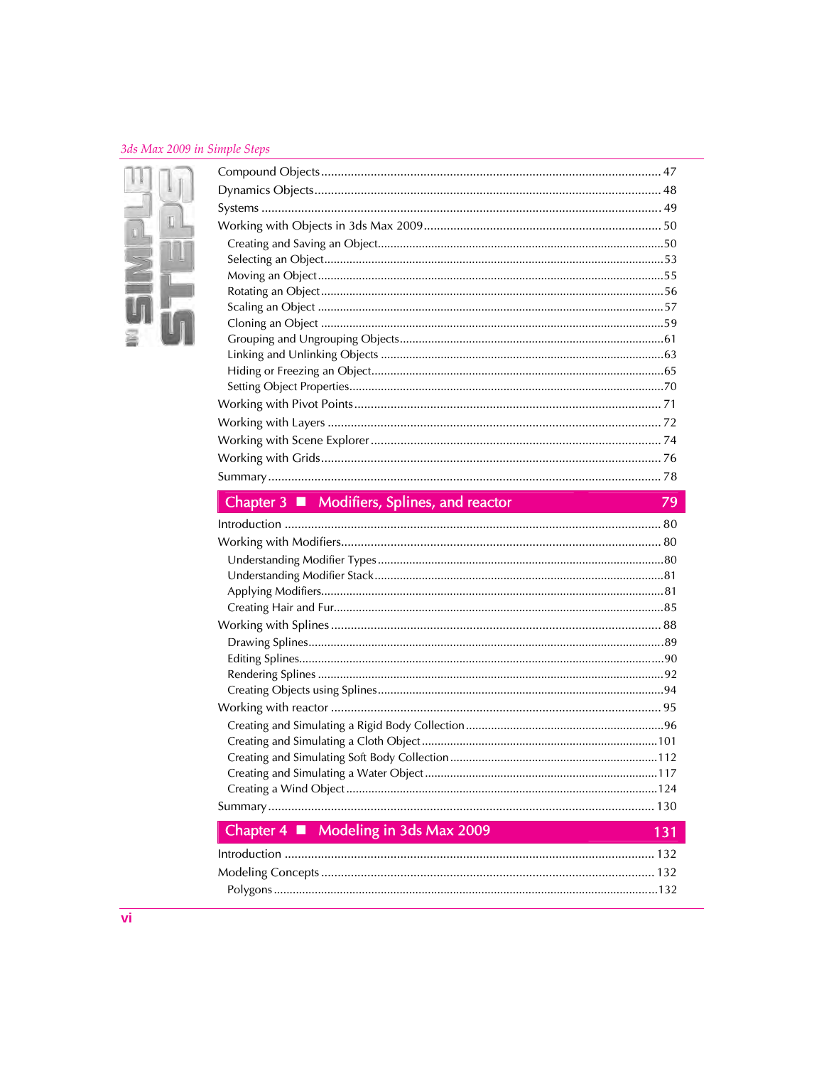Compound Objects ........................................................................................................ 47
Dynamics Objects ........................................................................................................ 48
Systems ......................................................................................................................... 49
Working with Objects in 3ds Max 2009 ......................................................................... 50
- Creating and Saving an Object ..................................................................................... 50
- Selecting an Object ....................................................................................................... 53
- Moving an Object .......................................................................................................... 55
- Rotating an Object ........................................................................................................ 56
- Scaling an Object .......................................................................................................... 57
- Cloning an Object .......................................................................................................... 59
- Grouping and Ungrouping Objects ................................................................................ 61
- Linking and Unlinking Objects ....................................................................................... 63
- Hiding or Freezing an Object ......................................................................................... 65
- Setting Object Properties ............................................................................................... 70

Working with Pivot Points ............................................................................................. 71
Working with Layers ..................................................................................................... 72
Working with Scene Explorer ........................................................................................ 74
Working with Grids ....................................................................................................... 76
Summary ....................................................................................................................... 78

## Chapter 3 ■ Modifiers, Splines, and reactor 79

Introduction .................................................................................................................. 80
Working with Modifiers ................................................................................................. 80
- Understanding Modifier Types ....................................................................................... 80
- Understanding Modifier Stack ....................................................................................... 81
- Applying Modifiers ......................................................................................................... 81
- Creating Hair and Fur ..................................................................................................... 85

Working with Splines .................................................................................................... 88
- Drawing Splines ............................................................................................................. 89
- Editing Splines ............................................................................................................... 90
- Rendering Splines .......................................................................................................... 92
- Creating Objects using Splines ...................................................................................... 94

Working with reactor .................................................................................................... 95
- Creating and Simulating a Rigid Body Collection .......................................................... 96
- Creating and Simulating a Cloth Object ....................................................................... 101
- Creating and Simulating Soft Body Collection ............................................................. 112
- Creating and Simulating a Water Object ...................................................................... 117
- Creating a Wind Object ................................................................................................ 124

Summary ..................................................................................................................... 130

## Chapter 4 ■ Modeling in 3ds Max 2009 131

Introduction ................................................................................................................ 132
Modeling Concepts ..................................................................................................... 132
- Polygons ...................................................................................................................... 132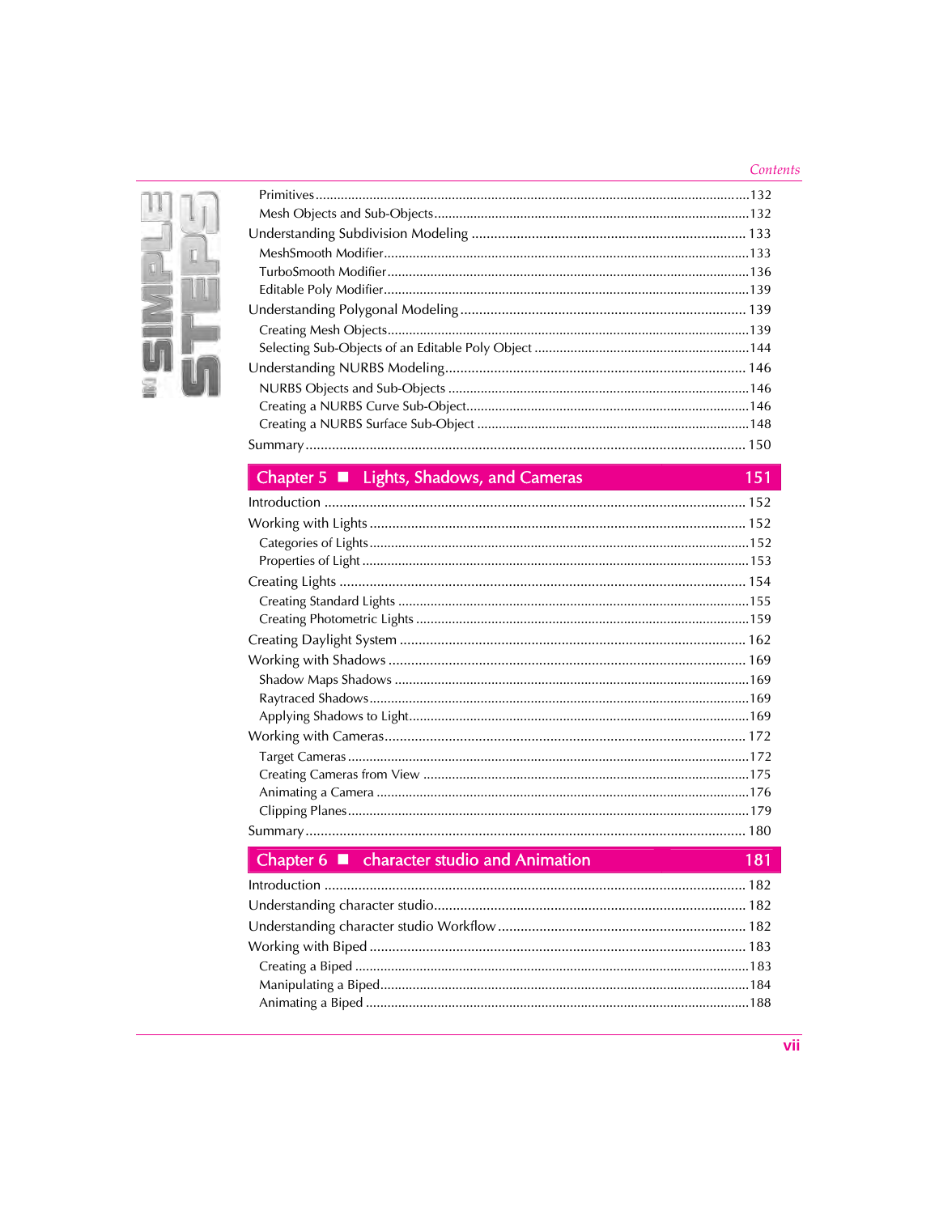Primitives ... 132
Mesh Objects and Sub-Objects ... 132

Understanding Subdivision Modeling ... 133

MeshSmooth Modifier ... 133
TurboSmooth Modifier ... 136
Editable Poly Modifier ... 139

Understanding Polygonal Modeling ... 139

Creating Mesh Objects ... 139
Selecting Sub-Objects of an Editable Poly Object ... 144

Understanding NURBS Modeling ... 146

NURBS Objects and Sub-Objects ... 146
Creating a NURBS Curve Sub-Object ... 146
Creating a NURBS Surface Sub-Object ... 148

Summary ... 150

## Chapter 5 ■ Lights, Shadows, and Cameras 151

Introduction ... 152

Working with Lights ... 152

Categories of Lights ... 152
Properties of Light ... 153

Creating Lights ... 154

Creating Standard Lights ... 155
Creating Photometric Lights ... 159

Creating Daylight System ... 162

Working with Shadows ... 169

Shadow Maps Shadows ... 169
Raytraced Shadows ... 169
Applying Shadows to Light ... 169

Working with Cameras ... 172

Target Cameras ... 172
Creating Cameras from View ... 175
Animating a Camera ... 176
Clipping Planes ... 179

Summary ... 180

## Chapter 6 ■ character studio and Animation 181

Introduction ... 182

Understanding character studio ... 182

Understanding character studio Workflow ... 182

Working with Biped ... 183

Creating a Biped ... 183
Manipulating a Biped ... 184
Animating a Biped ... 188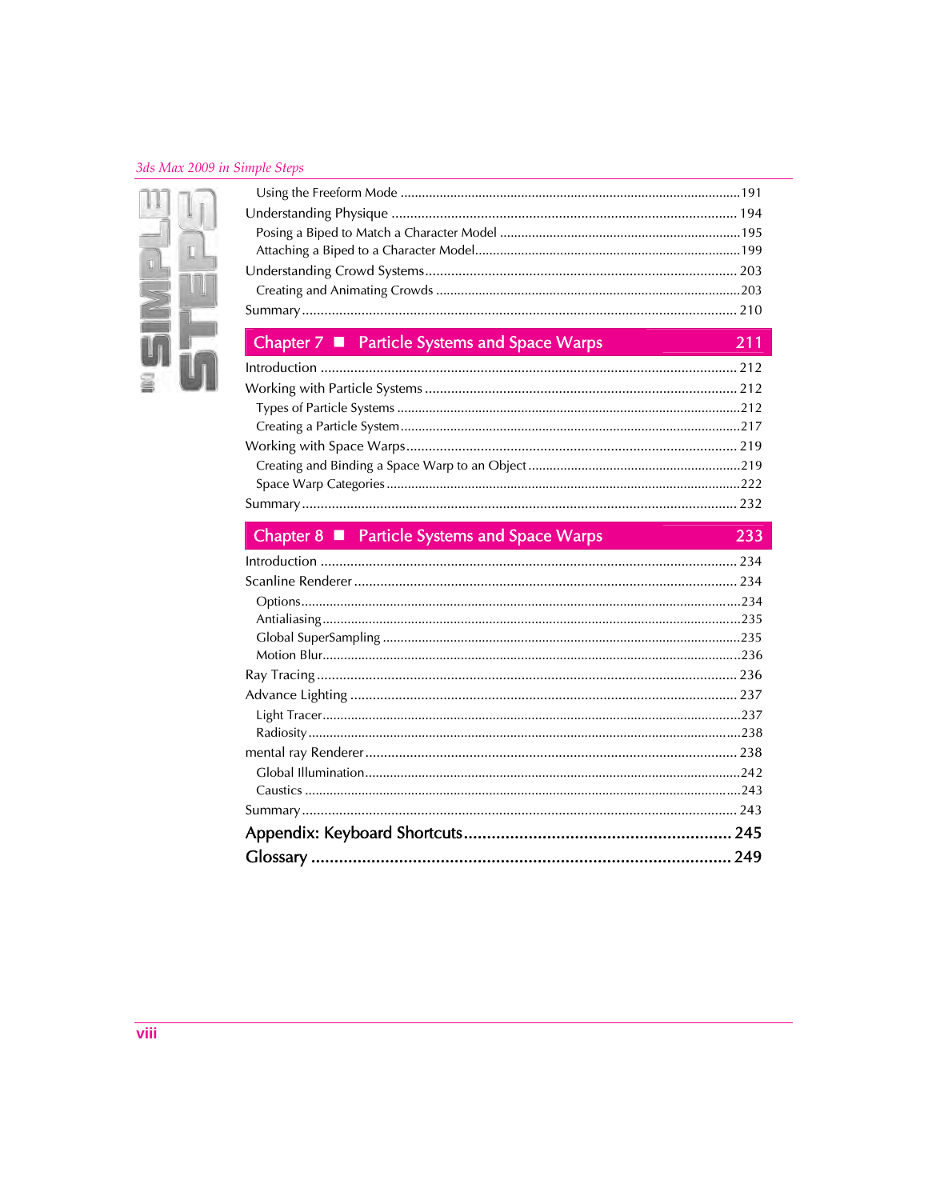Using the Freeform Mode ..............................................................................................191

Understanding Physique ............................................................................................ 194

Posing a Biped to Match a Character Model ...................................................................195

Attaching a Biped to a Character Model..........................................................................199

Understanding Crowd Systems.................................................................................... 203

Creating and Animating Crowds ....................................................................................203

Summary..................................................................................................................... 210

## Chapter 7 ■ Particle Systems and Space Warps 211

Introduction ................................................................................................................ 212

Working with Particle Systems .................................................................................... 212

Types of Particle Systems ...............................................................................................212

Creating a Particle System..............................................................................................217

Working with Space Warps......................................................................................... 219

Creating and Binding a Space Warp to an Object...........................................................219

Space Warp Categories..................................................................................................222

Summary..................................................................................................................... 232

## Chapter 8 ■ Particle Systems and Space Warps 233

Introduction ................................................................................................................ 234

Scanline Renderer....................................................................................................... 234

Options.........................................................................................................................234

Antialiasing...................................................................................................................235

Global SuperSampling ...................................................................................................235

Motion Blur...................................................................................................................236

Ray Tracing................................................................................................................. 236

Advance Lighting ........................................................................................................ 237

Light Tracer...................................................................................................................237

Radiosity.......................................................................................................................238

mental ray Renderer.................................................................................................... 238

Global Illumination........................................................................................................242

Caustics ........................................................................................................................243

Summary..................................................................................................................... 243

## Appendix: Keyboard Shortcuts.......................................................... 245

## Glossary ......................................................................................... 249